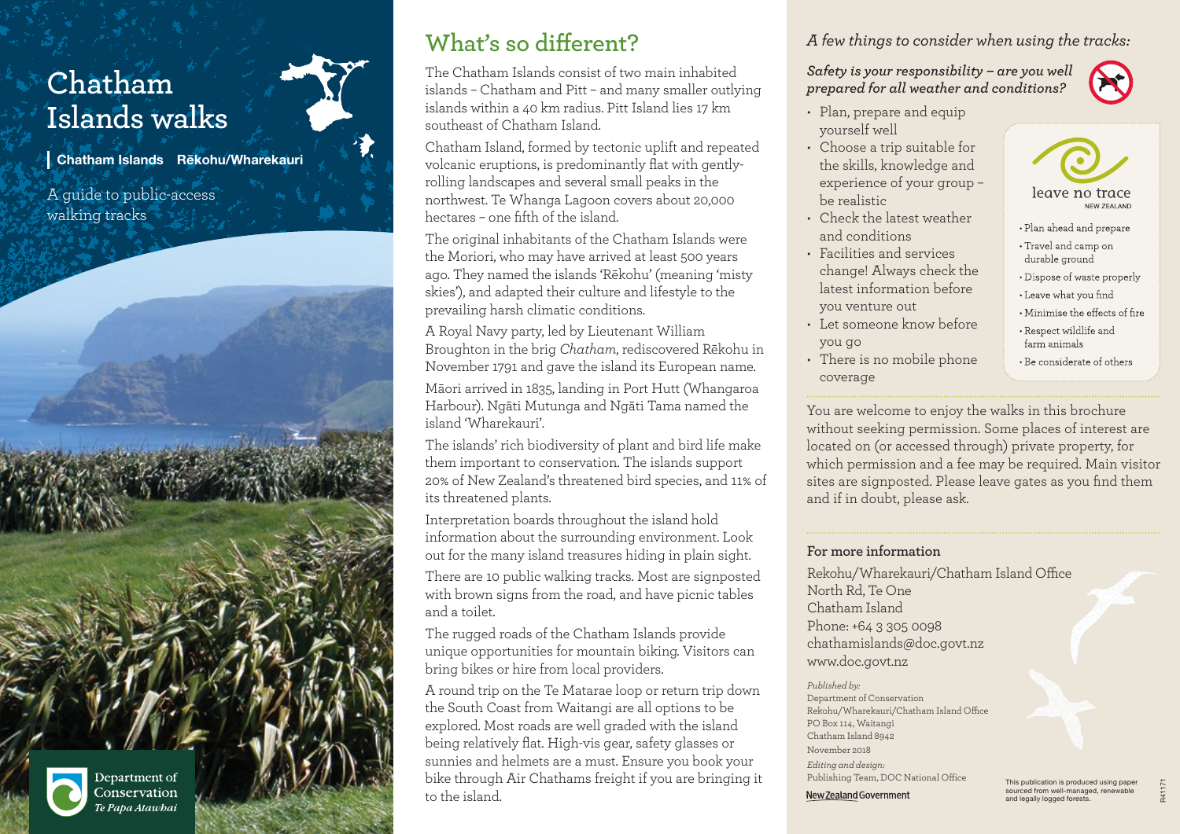# Chatham Islands walks

**Chatham Islands  Rēkohu/Wharekauri**

A guide to public-access walking tracks

Department of Conservation
*Te Papa Atawhai*

## What's so different?

The Chatham Islands consist of two main inhabited islands – Chatham and Pitt – and many smaller outlying islands within a 40 km radius. Pitt Island lies 17 km southeast of Chatham Island.

Chatham Island, formed by tectonic uplift and repeated volcanic eruptions, is predominantly flat with gently-rolling landscapes and several small peaks in the northwest. Te Whanga Lagoon covers about 20,000 hectares – one fifth of the island.

The original inhabitants of the Chatham Islands were the Moriori, who may have arrived at least 500 years ago. They named the islands 'Rēkohu' (meaning 'misty skies'), and adapted their culture and lifestyle to the prevailing harsh climatic conditions.

A Royal Navy party, led by Lieutenant William Broughton in the brig *Chatham*, rediscovered Rēkohu in November 1791 and gave the island its European name.

Māori arrived in 1835, landing in Port Hutt (Whangaroa Harbour). Ngāti Mutunga and Ngāti Tama named the island 'Wharekauri'.

The islands' rich biodiversity of plant and bird life make them important to conservation. The islands support 20% of New Zealand's threatened bird species, and 11% of its threatened plants.

Interpretation boards throughout the island hold information about the surrounding environment. Look out for the many island treasures hiding in plain sight.

There are 10 public walking tracks. Most are signposted with brown signs from the road, and have picnic tables and a toilet.

The rugged roads of the Chatham Islands provide unique opportunities for mountain biking. Visitors can bring bikes or hire from local providers.

A round trip on the Te Matarae loop or return trip down the South Coast from Waitangi are all options to be explored. Most roads are well graded with the island being relatively flat. High-vis gear, safety glasses or sunnies and helmets are a must. Ensure you book your bike through Air Chathams freight if you are bringing it to the island.

*A few things to consider when using the tracks:*

***Safety is your responsibility – are you well prepared for all weather and conditions?***

- Plan, prepare and equip yourself well
- Choose a trip suitable for the skills, knowledge and experience of your group – be realistic
- Check the latest weather and conditions
- Facilities and services change! Always check the latest information before you venture out
- Let someone know before you go
- There is no mobile phone coverage

leave no trace
NEW ZEALAND

- Plan ahead and prepare
- Travel and camp on durable ground
- Dispose of waste properly
- Leave what you find
- Minimise the effects of fire
- Respect wildlife and farm animals
- Be considerate of others

You are welcome to enjoy the walks in this brochure without seeking permission. Some places of interest are located on (or accessed through) private property, for which permission and a fee may be required. Main visitor sites are signposted. Please leave gates as you find them and if in doubt, please ask.

### For more information

Rekohu/Wharekauri/Chatham Island Office
North Rd, Te One
Chatham Island
Phone: +64 3 305 0098
chathamislands@doc.govt.nz
www.doc.govt.nz

*Published by:*
Department of Conservation
Rekohu/Wharekauri/Chatham Island Office
PO Box 114, Waitangi
Chatham Island 8942
November 2018

*Editing and design:*
Publishing Team, DOC National Office

New Zealand Government

This publication is produced using paper sourced from well-managed, renewable and legally logged forests.

R41171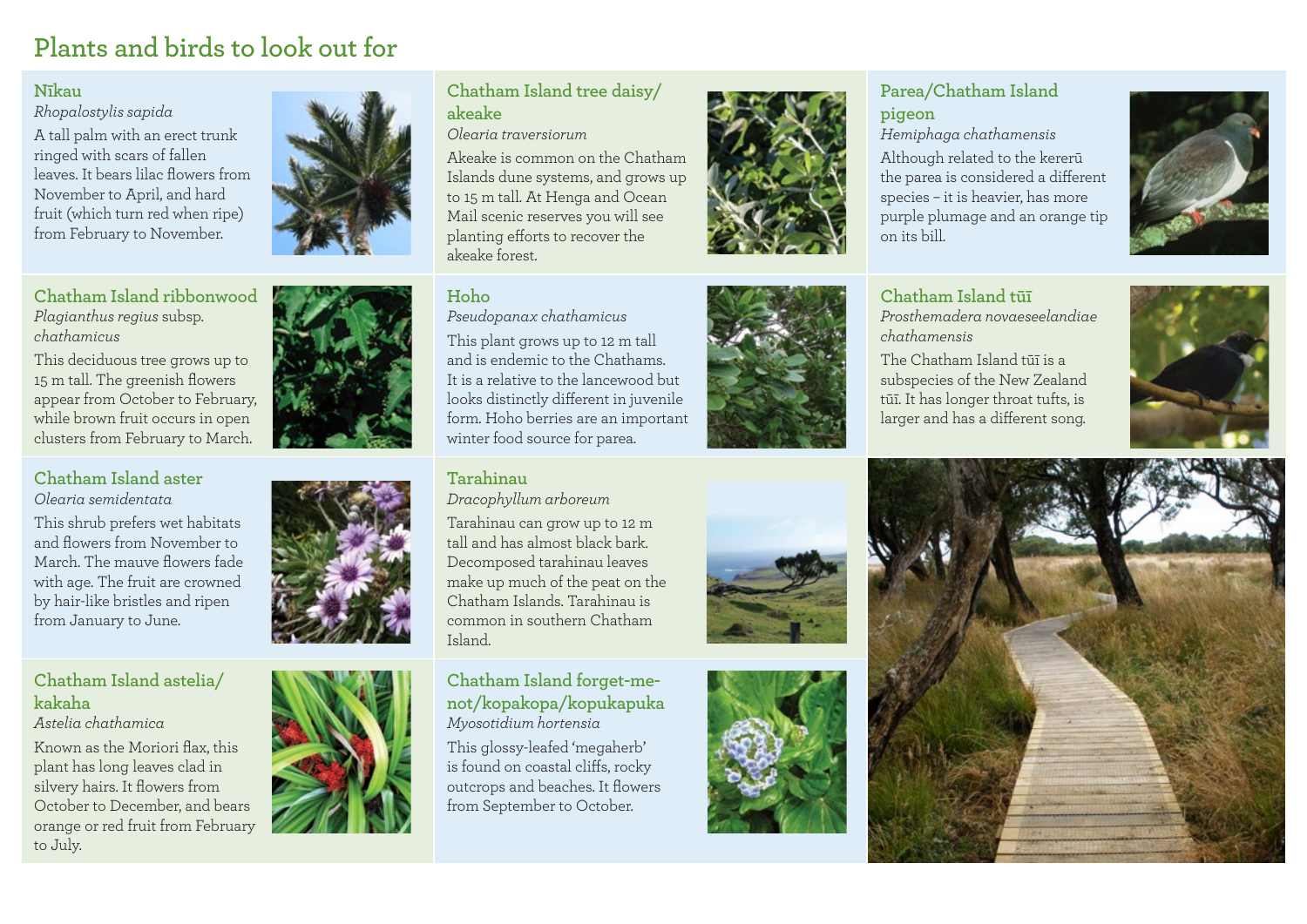## Plants and birds to look out for

### Nīkau

*Rhopalostylis sapida*

A tall palm with an erect trunk ringed with scars of fallen leaves. It bears lilac flowers from November to April, and hard fruit (which turn red when ripe) from February to November.

### Chatham Island ribbonwood

*Plagianthus regius* subsp. *chathamicus*

This deciduous tree grows up to 15 m tall. The greenish flowers appear from October to February, while brown fruit occurs in open clusters from February to March.

### Chatham Island aster

*Olearia semidentata*

This shrub prefers wet habitats and flowers from November to March. The mauve flowers fade with age. The fruit are crowned by hair-like bristles and ripen from January to June.

### Chatham Island astelia/ kakaha

*Astelia chathamica*

Known as the Moriori flax, this plant has long leaves clad in silvery hairs. It flowers from October to December, and bears orange or red fruit from February to July.

### Chatham Island tree daisy/ akeake

*Olearia traversiorum*

Akeake is common on the Chatham Islands dune systems, and grows up to 15 m tall. At Henga and Ocean Mail scenic reserves you will see planting efforts to recover the akeake forest.

### Hoho

*Pseudopanax chathamicus*

This plant grows up to 12 m tall and is endemic to the Chathams. It is a relative to the lancewood but looks distinctly different in juvenile form. Hoho berries are an important winter food source for parea.

### Tarahinau

*Dracophyllum arboreum*

Tarahinau can grow up to 12 m tall and has almost black bark. Decomposed tarahinau leaves make up much of the peat on the Chatham Islands. Tarahinau is common in southern Chatham Island.

### Chatham Island forget-me-not/kopakopa/kopukapuka

*Myosotidium hortensia*

This glossy-leafed 'megaherb' is found on coastal cliffs, rocky outcrops and beaches. It flowers from September to October.

### Parea/Chatham Island pigeon

*Hemiphaga chathamensis*

Although related to the kererū the parea is considered a different species – it is heavier, has more purple plumage and an orange tip on its bill.

### Chatham Island tūī

*Prosthemadera novaeseelandiae chathamensis*

The Chatham Island tūī is a subspecies of the New Zealand tūī. It has longer throat tufts, is larger and has a different song.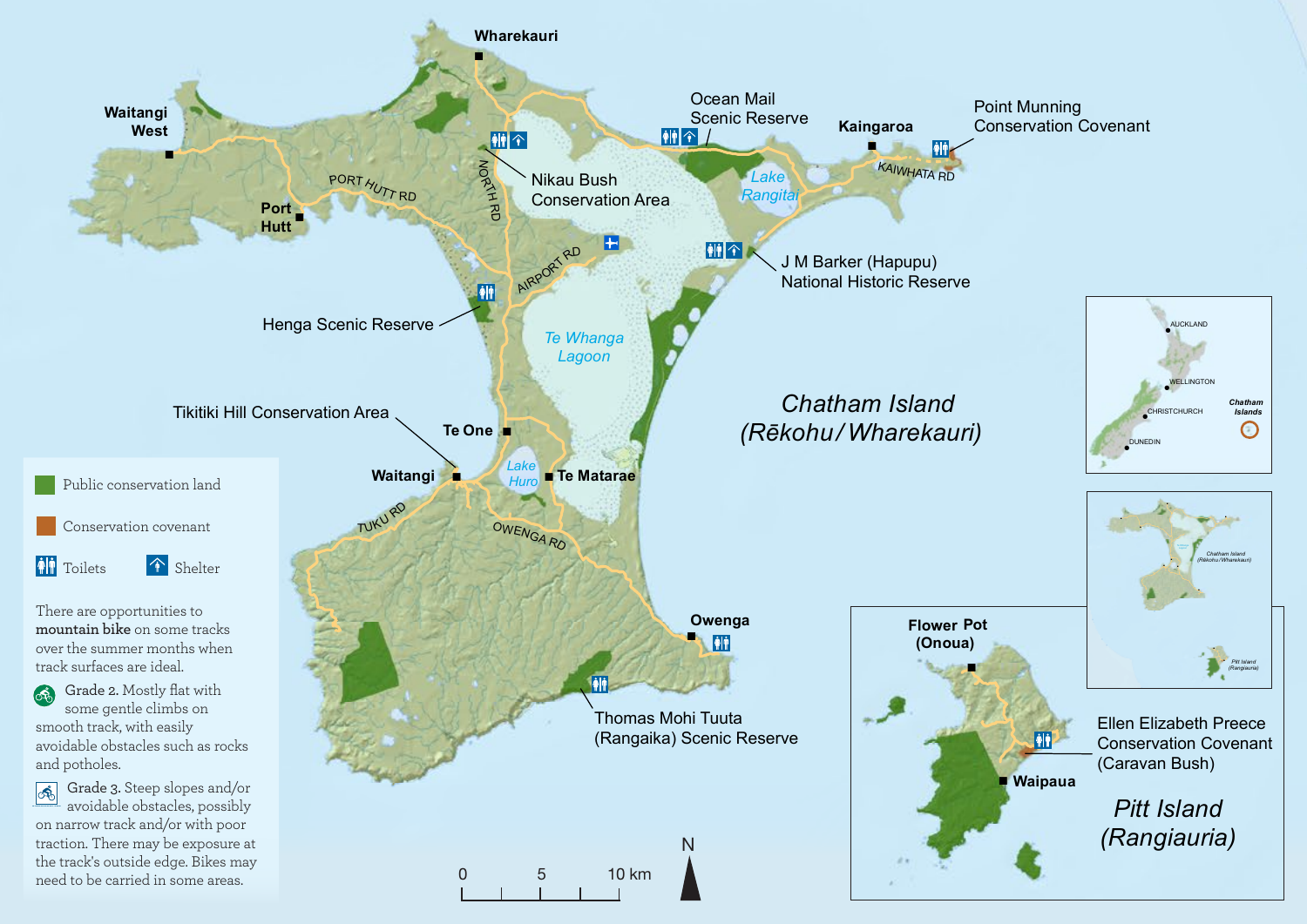Public conservation land

Conservation covenant

Toilets

Shelter

There are opportunities to **mountain bike** on some tracks over the summer months when track surfaces are ideal.

Grade 2. Mostly flat with some gentle climbs on smooth track, with easily avoidable obstacles such as rocks and potholes.

Grade 3. Steep slopes and/or avoidable obstacles, possibly on narrow track and/or with poor traction. There may be exposure at the track's outside edge. Bikes may need to be carried in some areas.

*Chatham Island (Rēkohu/Wharekauri)*

Wharekauri

Waitangi West

Port Hutt

PORT HUTT RD

NORTH RD

Nikau Bush Conservation Area

Ocean Mail Scenic Reserve

Kaingaroa

Point Munning Conservation Covenant

KAIWHATA RD

*Lake Rangitai*

AIRPORT RD

J M Barker (Hapupu) National Historic Reserve

Henga Scenic Reserve

*Te Whanga Lagoon*

Tikitiki Hill Conservation Area

Te One

Waitangi

*Lake Huro*

Te Matarae

TUKU RD

OWENGA RD

Owenga

Thomas Mohi Tuuta (Rangaika) Scenic Reserve

0 5 10 km

N

AUCKLAND

WELLINGTON

CHRISTCHURCH

DUNEDIN

Chatham Islands

Flower Pot (Onoua)

Waipaua

Ellen Elizabeth Preece Conservation Covenant (Caravan Bush)

*Pitt Island (Rangiauria)*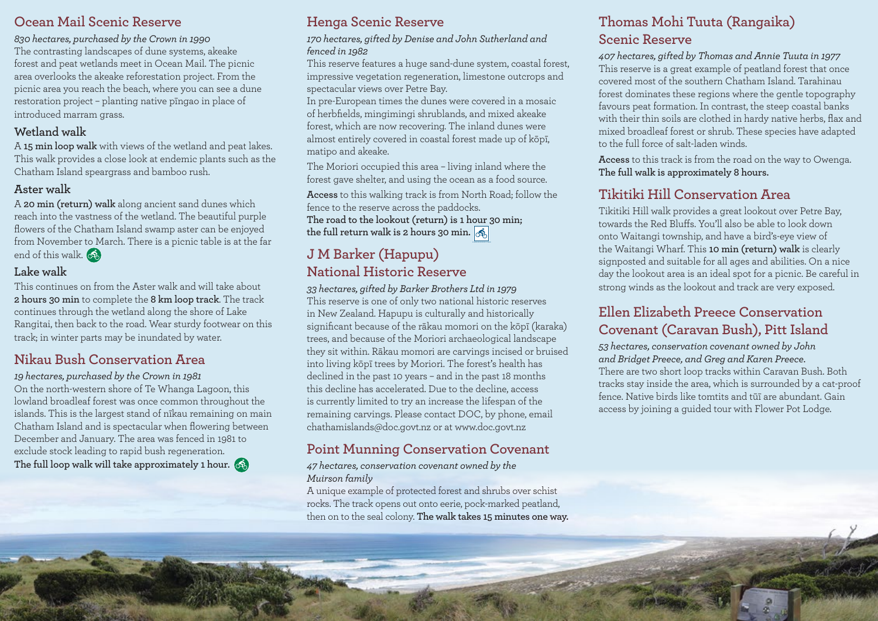## Ocean Mail Scenic Reserve

*830 hectares, purchased by the Crown in 1990*

The contrasting landscapes of dune systems, akeake forest and peat wetlands meet in Ocean Mail. The picnic area overlooks the akeake reforestation project. From the picnic area you reach the beach, where you can see a dune restoration project – planting native pīngao in place of introduced marram grass.

### Wetland walk

A **15 min loop walk** with views of the wetland and peat lakes. This walk provides a close look at endemic plants such as the Chatham Island speargrass and bamboo rush.

### Aster walk

A **20 min (return) walk** along ancient sand dunes which reach into the vastness of the wetland. The beautiful purple flowers of the Chatham Island swamp aster can be enjoyed from November to March. There is a picnic table is at the far end of this walk.

### Lake walk

This continues on from the Aster walk and will take about **2 hours 30 min** to complete the **8 km loop track**. The track continues through the wetland along the shore of Lake Rangitai, then back to the road. Wear sturdy footwear on this track; in winter parts may be inundated by water.

## Nikau Bush Conservation Area

*19 hectares, purchased by the Crown in 1981*

On the north-western shore of Te Whanga Lagoon, this lowland broadleaf forest was once common throughout the islands. This is the largest stand of nīkau remaining on main Chatham Island and is spectacular when flowering between December and January. The area was fenced in 1981 to exclude stock leading to rapid bush regeneration.

**The full loop walk will take approximately 1 hour.**

## Henga Scenic Reserve

*170 hectares, gifted by Denise and John Sutherland and fenced in 1982*

This reserve features a huge sand-dune system, coastal forest, impressive vegetation regeneration, limestone outcrops and spectacular views over Petre Bay.

In pre-European times the dunes were covered in a mosaic of herbfields, mingimingi shrublands, and mixed akeake forest, which are now recovering. The inland dunes were almost entirely covered in coastal forest made up of kōpī, matipo and akeake.

The Moriori occupied this area – living inland where the forest gave shelter, and using the ocean as a food source.

**Access** to this walking track is from North Road; follow the fence to the reserve across the paddocks.

**The road to the lookout (return) is 1 hour 30 min; the full return walk is 2 hours 30 min.**

## J M Barker (Hapupu) National Historic Reserve

*33 hectares, gifted by Barker Brothers Ltd in 1979*

This reserve is one of only two national historic reserves in New Zealand. Hapupu is culturally and historically significant because of the rākau momori on the kōpī (karaka) trees, and because of the Moriori archaeological landscape they sit within. Rākau momori are carvings incised or bruised into living kōpī trees by Moriori. The forest's health has declined in the past 10 years – and in the past 18 months this decline has accelerated. Due to the decline, access is currently limited to try an increase the lifespan of the remaining carvings. Please contact DOC, by phone, email chathamislands@doc.govt.nz or at www.doc.govt.nz

## Point Munning Conservation Covenant

*47 hectares, conservation covenant owned by the Muirson family*

A unique example of protected forest and shrubs over schist rocks. The track opens out onto eerie, pock-marked peatland, then on to the seal colony. **The walk takes 15 minutes one way.**

## Thomas Mohi Tuuta (Rangaika) Scenic Reserve

*407 hectares, gifted by Thomas and Annie Tuuta in 1977*

This reserve is a great example of peatland forest that once covered most of the southern Chatham Island. Tarahinau forest dominates these regions where the gentle topography favours peat formation. In contrast, the steep coastal banks with their thin soils are clothed in hardy native herbs, flax and mixed broadleaf forest or shrub. These species have adapted to the full force of salt-laden winds.

**Access** to this track is from the road on the way to Owenga. **The full walk is approximately 8 hours.**

## Tikitiki Hill Conservation Area

Tikitiki Hill walk provides a great lookout over Petre Bay, towards the Red Bluffs. You'll also be able to look down onto Waitangi township, and have a bird's-eye view of the Waitangi Wharf. This **10 min (return) walk** is clearly signposted and suitable for all ages and abilities. On a nice day the lookout area is an ideal spot for a picnic. Be careful in strong winds as the lookout and track are very exposed.

## Ellen Elizabeth Preece Conservation Covenant (Caravan Bush), Pitt Island

*53 hectares, conservation covenant owned by John and Bridget Preece, and Greg and Karen Preece.*

There are two short loop tracks within Caravan Bush. Both tracks stay inside the area, which is surrounded by a cat-proof fence. Native birds like tomtits and tūī are abundant. Gain access by joining a guided tour with Flower Pot Lodge.